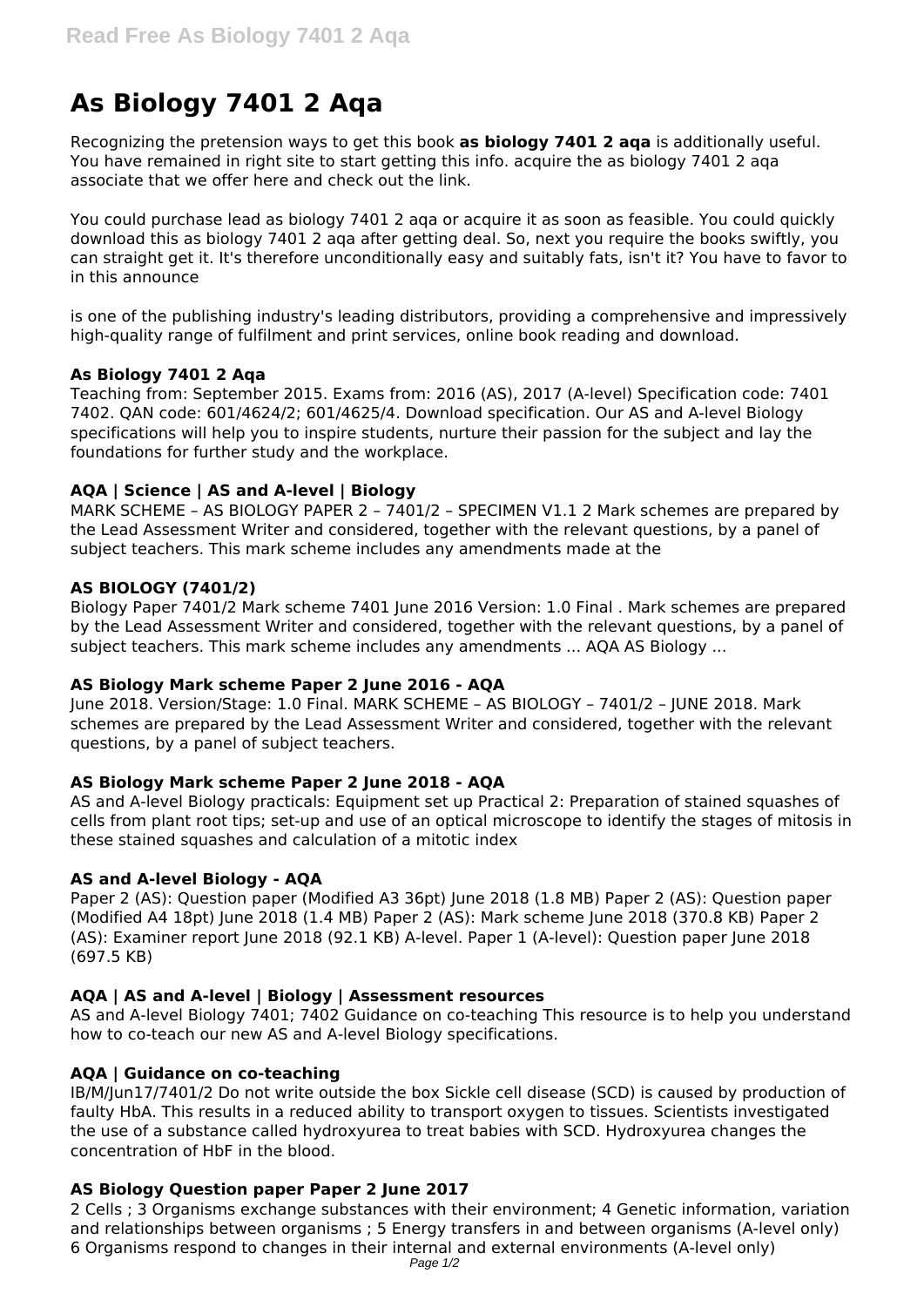# As Biology 7401 2 Aqa

Recognizing the pretension ways to get this book **as biology 7401 2 aqa** is additionally useful. You have remained in right site to start getting this info. acquire the as biology 7401 2 aqa associate that we offer here and check out the link.

You could purchase lead as biology 7401 2 aqa or acquire it as soon as feasible. You could quickly download this as biology 7401 2 aqa after getting deal. So, next you require the books swiftly, you can straight get it. It's therefore unconditionally easy and suitably fats, isn't it? You have to favor to in this announce

is one of the publishing industry's leading distributors, providing a comprehensive and impressively high-quality range of fulfilment and print services, online book reading and download.

### As Biology 7401 2 Aqa

Teaching from: September 2015. Exams from: 2016 (AS), 2017 (A-level) Specification code: 7401 7402. QAN code: 601/4624/2; 601/4625/4. Download specification. Our AS and A-level Biology specifications will help you to inspire students, nurture their passion for the subject and lay the foundations for further study and the workplace.

### AQA | Science | AS and A-level | Biology

MARK SCHEME – AS BIOLOGY PAPER 2 – 7401/2 – SPECIMEN V1.1 2 Mark schemes are prepared by the Lead Assessment Writer and considered, together with the relevant questions, by a panel of subject teachers. This mark scheme includes any amendments made at the

### AS BIOLOGY (7401/2)

Biology Paper 7401/2 Mark scheme 7401 June 2016 Version: 1.0 Final . Mark schemes are prepared by the Lead Assessment Writer and considered, together with the relevant questions, by a panel of subject teachers. This mark scheme includes any amendments ... AQA AS Biology ...

### AS Biology Mark scheme Paper 2 June 2016 - AQA

June 2018. Version/Stage: 1.0 Final. MARK SCHEME – AS BIOLOGY – 7401/2 – JUNE 2018. Mark schemes are prepared by the Lead Assessment Writer and considered, together with the relevant questions, by a panel of subject teachers.

### AS Biology Mark scheme Paper 2 June 2018 - AQA

AS and A-level Biology practicals: Equipment set up Practical 2: Preparation of stained squashes of cells from plant root tips; set-up and use of an optical microscope to identify the stages of mitosis in these stained squashes and calculation of a mitotic index

### AS and A-level Biology - AQA

Paper 2 (AS): Question paper (Modified A3 36pt) June 2018 (1.8 MB) Paper 2 (AS): Question paper (Modified A4 18pt) June 2018 (1.4 MB) Paper 2 (AS): Mark scheme June 2018 (370.8 KB) Paper 2 (AS): Examiner report June 2018 (92.1 KB) A-level. Paper 1 (A-level): Question paper June 2018 (697.5 KB)

### AQA | AS and A-level | Biology | Assessment resources

AS and A-level Biology 7401; 7402 Guidance on co-teaching This resource is to help you understand how to co-teach our new AS and A-level Biology specifications.

### AQA | Guidance on co-teaching

IB/M/Jun17/7401/2 Do not write outside the box Sickle cell disease (SCD) is caused by production of faulty HbA. This results in a reduced ability to transport oxygen to tissues. Scientists investigated the use of a substance called hydroxyurea to treat babies with SCD. Hydroxyurea changes the concentration of HbF in the blood.

### AS Biology Question paper Paper 2 June 2017

2 Cells ; 3 Organisms exchange substances with their environment; 4 Genetic information, variation and relationships between organisms ; 5 Energy transfers in and between organisms (A-level only) 6 Organisms respond to changes in their internal and external environments (A-level only)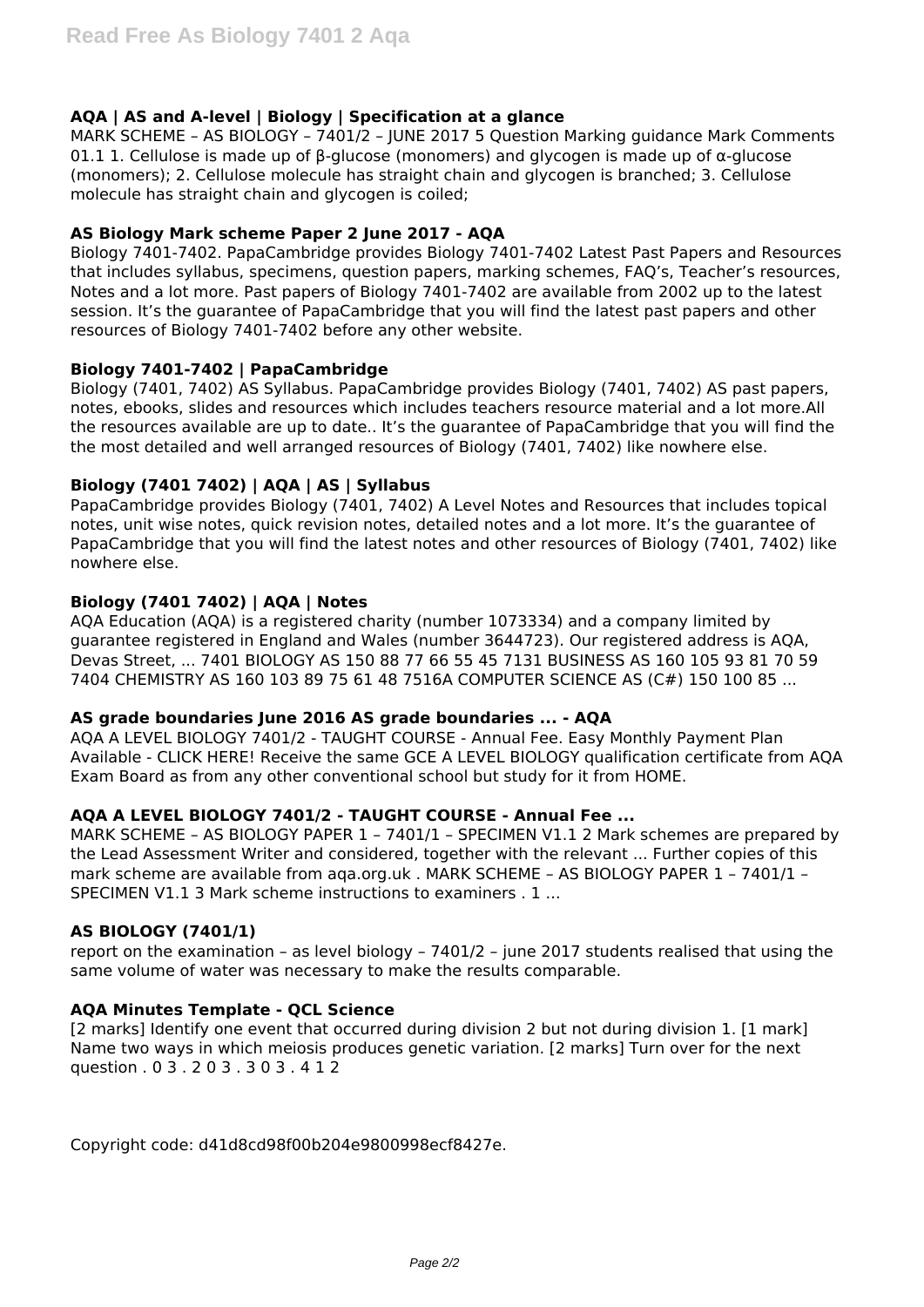### AQA | AS and A-level | Biology | Specification at a glance

MARK SCHEME – AS BIOLOGY – 7401/2 – JUNE 2017 5 Question Marking guidance Mark Comments 01.1 1. Cellulose is made up of β-glucose (monomers) and glycogen is made up of α-glucose (monomers); 2. Cellulose molecule has straight chain and glycogen is branched; 3. Cellulose molecule has straight chain and glycogen is coiled;

### AS Biology Mark scheme Paper 2 June 2017 - AQA

Biology 7401-7402. PapaCambridge provides Biology 7401-7402 Latest Past Papers and Resources that includes syllabus, specimens, question papers, marking schemes, FAQ's, Teacher's resources, Notes and a lot more. Past papers of Biology 7401-7402 are available from 2002 up to the latest session. It's the guarantee of PapaCambridge that you will find the latest past papers and other resources of Biology 7401-7402 before any other website.

### Biology 7401-7402 | PapaCambridge

Biology (7401, 7402) AS Syllabus. PapaCambridge provides Biology (7401, 7402) AS past papers, notes, ebooks, slides and resources which includes teachers resource material and a lot more.All the resources available are up to date.. It's the guarantee of PapaCambridge that you will find the the most detailed and well arranged resources of Biology (7401, 7402) like nowhere else.

### Biology (7401 7402) | AQA | AS | Syllabus

PapaCambridge provides Biology (7401, 7402) A Level Notes and Resources that includes topical notes, unit wise notes, quick revision notes, detailed notes and a lot more. It's the guarantee of PapaCambridge that you will find the latest notes and other resources of Biology (7401, 7402) like nowhere else.

### Biology (7401 7402) | AQA | Notes

AQA Education (AQA) is a registered charity (number 1073334) and a company limited by guarantee registered in England and Wales (number 3644723). Our registered address is AQA, Devas Street, ... 7401 BIOLOGY AS 150 88 77 66 55 45 7131 BUSINESS AS 160 105 93 81 70 59 7404 CHEMISTRY AS 160 103 89 75 61 48 7516A COMPUTER SCIENCE AS (C#) 150 100 85 ...

### AS grade boundaries June 2016 AS grade boundaries ... - AQA

AQA A LEVEL BIOLOGY 7401/2 - TAUGHT COURSE - Annual Fee. Easy Monthly Payment Plan Available - CLICK HERE! Receive the same GCE A LEVEL BIOLOGY qualification certificate from AQA Exam Board as from any other conventional school but study for it from HOME.

### AQA A LEVEL BIOLOGY 7401/2 - TAUGHT COURSE - Annual Fee ...

MARK SCHEME – AS BIOLOGY PAPER 1 – 7401/1 – SPECIMEN V1.1 2 Mark schemes are prepared by the Lead Assessment Writer and considered, together with the relevant ... Further copies of this mark scheme are available from aqa.org.uk . MARK SCHEME – AS BIOLOGY PAPER 1 – 7401/1 – SPECIMEN V1.1 3 Mark scheme instructions to examiners . 1 ...

### AS BIOLOGY (7401/1)

report on the examination – as level biology – 7401/2 – june 2017 students realised that using the same volume of water was necessary to make the results comparable.

### AQA Minutes Template - QCL Science

[2 marks] Identify one event that occurred during division 2 but not during division 1. [1 mark] Name two ways in which meiosis produces genetic variation. [2 marks] Turn over for the next question . 0 3 . 2 0 3 . 3 0 3 . 4 1 2

Copyright code: d41d8cd98f00b204e9800998ecf8427e.